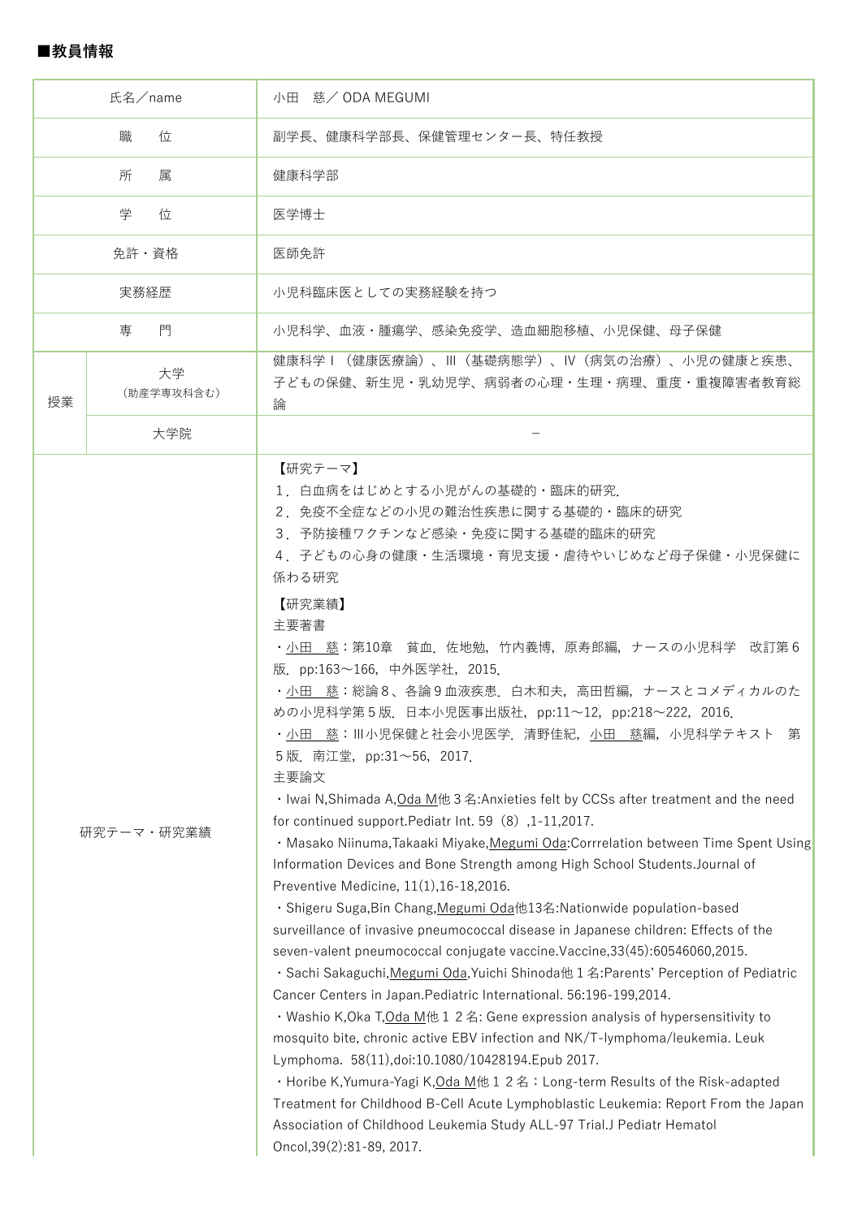**■教員情報**

| 氏名／name | | 小田　慈／ ODA MEGUMI |
|---|---|---|
| 職　　位 | | 副学長、健康科学部長、保健管理センター長、特任教授 |
| 所　　属 | | 健康科学部 |
| 学　　位 | | 医学博士 |
| 免許・資格 | | 医師免許 |
| 実務経歴 | | 小児科臨床医としての実務経験を持つ |
| 専　　門 | | 小児科学、血液・腫瘍学、感染免疫学、造血細胞移植、小児保健、母子保健 |
| 授業 | 大学<br>（助産学専攻科含む） | 健康科学Ⅰ（健康医療論）、Ⅲ（基礎病態学）、Ⅳ（病気の治療）、小児の健康と疾患、子どもの保健、新生児・乳幼児学、病弱者の心理・生理・病理、重度・重複障害者教育総論 |
| | 大学院 | － |
| 研究テーマ・研究業績 | | 【研究テーマ】<br>１．白血病をはじめとする小児がんの基礎的・臨床的研究.<br>２．免疫不全症などの小児の難治性疾患に関する基礎的・臨床的研究<br>３．予防接種ワクチンなど感染・免疫に関する基礎的臨床的研究<br>４．子どもの心身の健康・生活環境・育児支援・虐待やいじめなど母子保健・小児保健に係わる研究<br>【研究業績】<br>主要著書<br>・小田　慈：第10章　貧血．佐地勉，竹内義博，原寿郎編，ナースの小児科学　改訂第６版．pp:163～166，中外医学社，2015.<br>・小田　慈：総論８、各論９血液疾患．白木和夫，高田哲編，ナースとコメディカルのための小児科学第５版．日本小児医事出版社，pp:11～12，pp:218～222，2016.<br>・小田　慈：Ⅲ小児保健と社会小児医学．清野佳紀，小田　慈編，小児科学テキスト　第５版．南江堂，pp:31～56，2017.<br>主要論文<br>・Iwai N,Shimada A,Oda M他３名:Anxieties felt by CCSs after treatment and the need for continued support.Pediatr Int. 59（8）,1-11,2017.<br>・Masako Niinuma,Takaaki Miyake,Megumi Oda:Corrrelation between Time Spent Using Information Devices and Bone Strength among High School Students.Journal of Preventive Medicine, 11(1),16-18,2016.<br>・Shigeru Suga,Bin Chang,Megumi Oda他13名:Nationwide population-based surveillance of invasive pneumococcal disease in Japanese children: Effects of the seven-valent pneumococcal conjugate vaccine.Vaccine,33(45):60546060,2015.<br>・Sachi Sakaguchi,Megumi Oda,Yuichi Shinoda他１名:Parents' Perception of Pediatric Cancer Centers in Japan.Pediatric International. 56:196-199,2014.<br>・Washio K,Oka T,Oda M他１２名: Gene expression analysis of hypersensitivity to mosquito bite, chronic active EBV infection and NK/T-lymphoma/leukemia. Leuk Lymphoma.  58(11),doi:10.1080/10428194.Epub 2017.<br>・Horibe K,Yumura-Yagi K,Oda M他１２名：Long-term Results of the Risk-adapted Treatment for Childhood B-Cell Acute Lymphoblastic Leukemia: Report From the Japan Association of Childhood Leukemia Study ALL-97 Trial.J Pediatr Hematol Oncol,39(2):81-89, 2017. |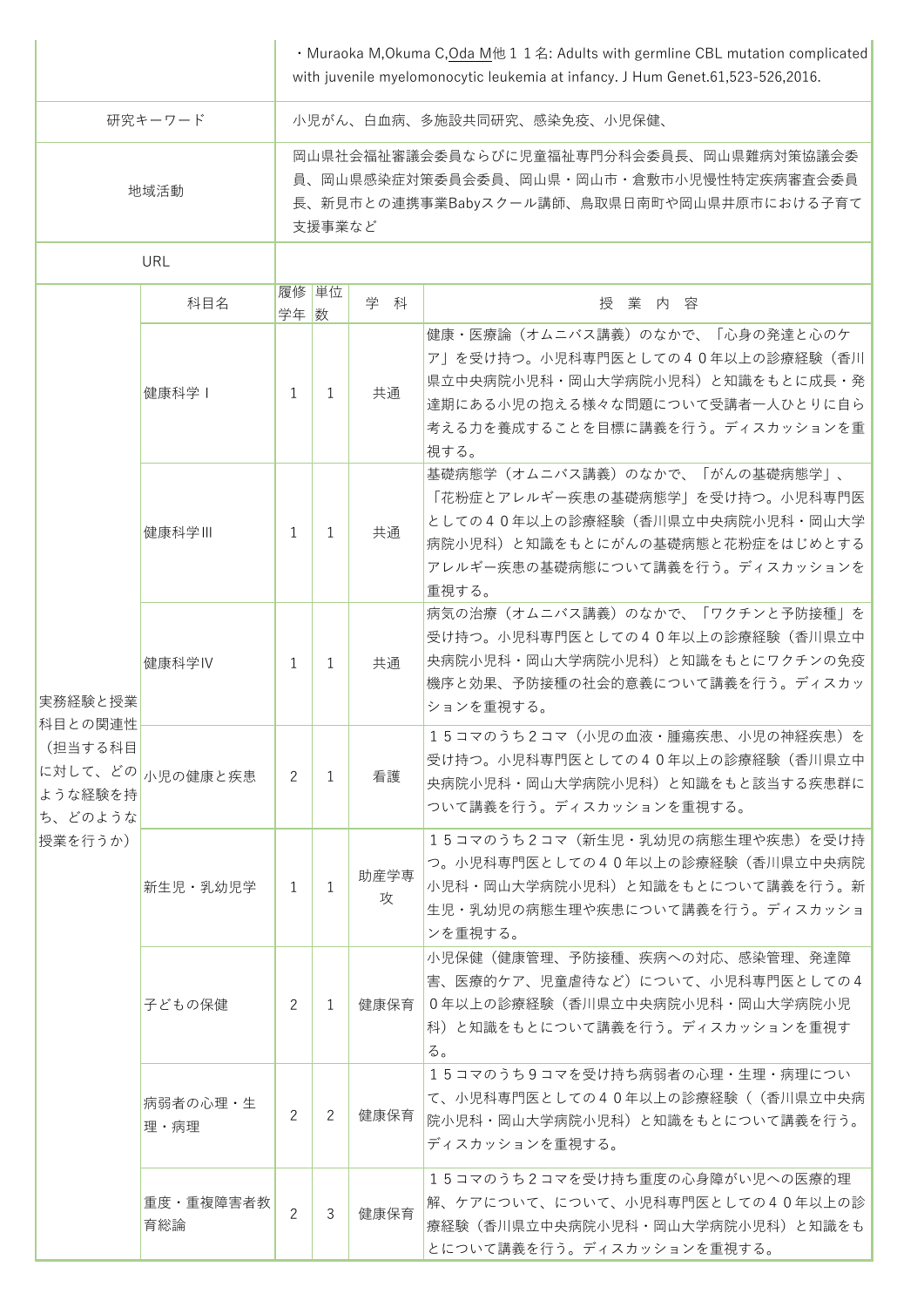| | | | | | |
|---|---|---|---|---|---|
| | ・Muraoka M,Okuma C,Oda M他１１名: Adults with germline CBL mutation complicated with juvenile myelomonocytic leukemia at infancy. J Hum Genet.61,523-526,2016. | | | | |
| 研究キーワード | 小児がん、白血病、多施設共同研究、感染免疫、小児保健、 | | | | |
| 地域活動 | 岡山県社会福祉審議会委員ならびに児童福祉専門分科会委員長、岡山県難病対策協議会委員、岡山県感染症対策委員会委員、岡山県・岡山市・倉敷市小児慢性特定疾病審査会委員長、新見市との連携事業Babyスクール講師、鳥取県日南町や岡山県井原市における子育て支援事業など | | | | |
| URL | | | | | |
| 実務経験と授業科目との関連性（担当する科目に対して、どのような経験を持ち、どのような授業を行うか） | 科目名 | 履修学年 | 単位数 | 学　科 | 授　業　内　容 |
| | 健康科学Ⅰ | 1 | 1 | 共通 | 健康・医療論（オムニバス講義）のなかで、「心身の発達と心のケア」を受け持つ。小児科専門医としての４０年以上の診療経験（香川県立中央病院小児科・岡山大学病院小児科）と知識をもとに成長・発達期にある小児の抱える様々な問題について受講者一人ひとりに自ら考える力を養成することを目標に講義を行う。ディスカッションを重視する。 |
| | 健康科学Ⅲ | 1 | 1 | 共通 | 基礎病態学（オムニバス講義）のなかで、「がんの基礎病態学」、「花粉症とアレルギー疾患の基礎病態学」を受け持つ。小児科専門医としての４０年以上の診療経験（香川県立中央病院小児科・岡山大学病院小児科）と知識をもとにがんの基礎病態と花粉症をはじめとするアレルギー疾患の基礎病態について講義を行う。ディスカッションを重視する。 |
| | 健康科学Ⅳ | 1 | 1 | 共通 | 病気の治療（オムニバス講義）のなかで、「ワクチンと予防接種」を受け持つ。小児科専門医としての４０年以上の診療経験（香川県立中央病院小児科・岡山大学病院小児科）と知識をもとにワクチンの免疫機序と効果、予防接種の社会的意義について講義を行う。ディスカッションを重視する。 |
| | 小児の健康と疾患 | 2 | 1 | 看護 | １５コマのうち２コマ（小児の血液・腫瘍疾患、小児の神経疾患）を受け持つ。小児科専門医としての４０年以上の診療経験（香川県立中央病院小児科・岡山大学病院小児科）と知識をもと該当する疾患群について講義を行う。ディスカッションを重視する。 |
| | 新生児・乳幼児学 | 1 | 1 | 助産学専攻 | １５コマのうち２コマ（新生児・乳幼児の病態生理や疾患）を受け持つ。小児科専門医としての４０年以上の診療経験（香川県立中央病院小児科・岡山大学病院小児科）と知識をもとについて講義を行う。新生児・乳幼児の病態生理や疾患について講義を行う。ディスカッションを重視する。 |
| | 子どもの保健 | 2 | 1 | 健康保育 | 小児保健（健康管理、予防接種、疾病への対応、感染管理、発達障害、医療的ケア、児童虐待など）について、小児科専門医としての４０年以上の診療経験（香川県立中央病院小児科・岡山大学病院小児科）と知識をもとについて講義を行う。ディスカッションを重視する。 |
| | 病弱者の心理・生理・病理 | 2 | 2 | 健康保育 | １５コマのうち９コマを受け持ち病弱者の心理・生理・病理について、小児科専門医としての４０年以上の診療経験（（香川県立中央病院小児科・岡山大学病院小児科）と知識をもとについて講義を行う。ディスカッションを重視する。 |
| | 重度・重複障害者教育総論 | 2 | 3 | 健康保育 | １５コマのうち２コマを受け持ち重度の心身障がい児への医療的理解、ケアについて、について、小児科専門医としての４０年以上の診療経験（香川県立中央病院小児科・岡山大学病院小児科）と知識をもとについて講義を行う。ディスカッションを重視する。 |